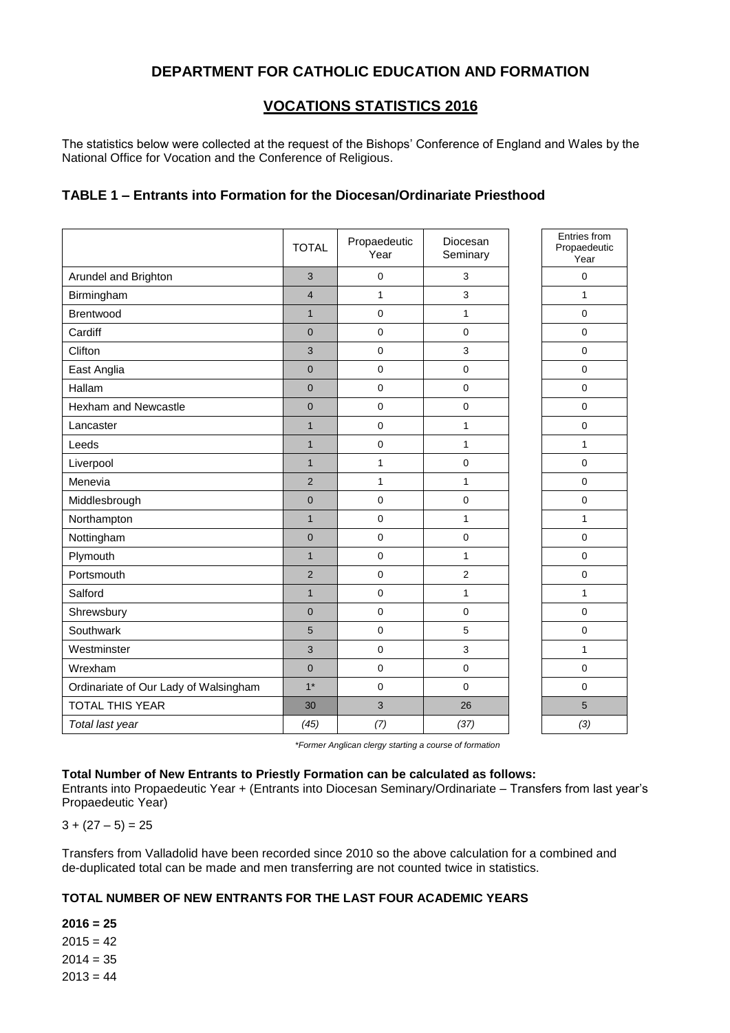# DEPARTMENT FOR CATHOLIC EDUCATION AND FORMATION

## VOCATIONS STATISTICS 2016

The statistics below were collected at the request of the Bishops' Conference of England and Wales by the National Office for Vocation and the Conference of Religious.

### TABLE 1 – Entrants into Formation for the Diocesan/Ordinariate Priesthood

| | TOTAL | Propaedeutic Year | Diocesan Seminary | | Entries from Propaedeutic Year |
|---|---|---|---|---|---|
| Arundel and Brighton | 3 | 0 | 3 | | 0 |
| Birmingham | 4 | 1 | 3 | | 1 |
| Brentwood | 1 | 0 | 1 | | 0 |
| Cardiff | 0 | 0 | 0 | | 0 |
| Clifton | 3 | 0 | 3 | | 0 |
| East Anglia | 0 | 0 | 0 | | 0 |
| Hallam | 0 | 0 | 0 | | 0 |
| Hexham and Newcastle | 0 | 0 | 0 | | 0 |
| Lancaster | 1 | 0 | 1 | | 0 |
| Leeds | 1 | 0 | 1 | | 1 |
| Liverpool | 1 | 1 | 0 | | 0 |
| Menevia | 2 | 1 | 1 | | 0 |
| Middlesbrough | 0 | 0 | 0 | | 0 |
| Northampton | 1 | 0 | 1 | | 1 |
| Nottingham | 0 | 0 | 0 | | 0 |
| Plymouth | 1 | 0 | 1 | | 0 |
| Portsmouth | 2 | 0 | 2 | | 0 |
| Salford | 1 | 0 | 1 | | 1 |
| Shrewsbury | 0 | 0 | 0 | | 0 |
| Southwark | 5 | 0 | 5 | | 0 |
| Westminster | 3 | 0 | 3 | | 1 |
| Wrexham | 0 | 0 | 0 | | 0 |
| Ordinariate of Our Lady of Walsingham | 1* | 0 | 0 | | 0 |
| TOTAL THIS YEAR | 30 | 3 | 26 | | 5 |
| *Total last year* | *(45)* | *(7)* | *(37)* | | *(3)* |

*\*Former Anglican clergy starting a course of formation*

**Total Number of New Entrants to Priestly Formation can be calculated as follows:**
Entrants into Propaedeutic Year + (Entrants into Diocesan Seminary/Ordinariate – Transfers from last year's Propaedeutic Year)

3 + (27 – 5) = 25

Transfers from Valladolid have been recorded since 2010 so the above calculation for a combined and de-duplicated total can be made and men transferring are not counted twice in statistics.

**TOTAL NUMBER OF NEW ENTRANTS FOR THE LAST FOUR ACADEMIC YEARS**

**2016 = 25**
2015 = 42
2014 = 35
2013 = 44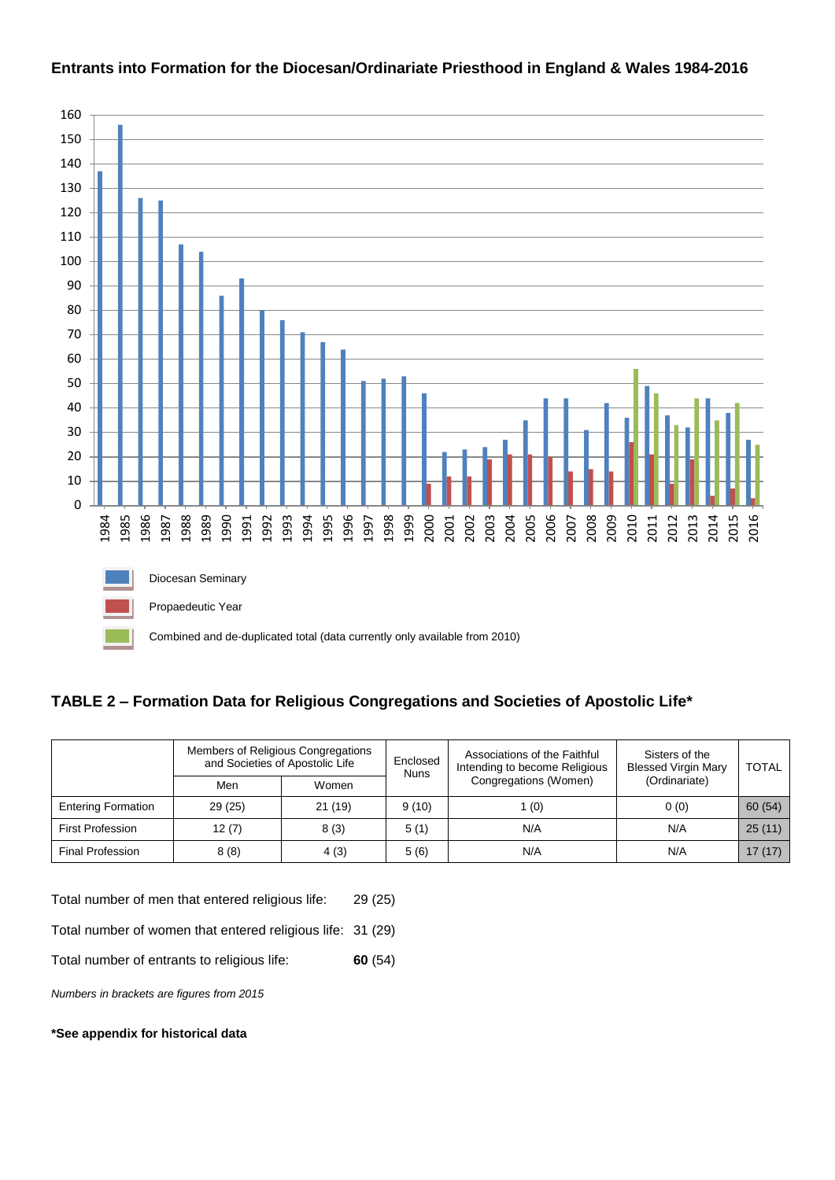**Entrants into Formation for the Diocesan/Ordinariate Priesthood in England & Wales 1984-2016**

Diocesan Seminary

Propaedeutic Year

Combined and de-duplicated total (data currently only available from 2010)

**TABLE 2 – Formation Data for Religious Congregations and Societies of Apostolic Life***

| | Members of Religious Congregations and Societies of Apostolic Life | | Enclosed Nuns | Associations of the Faithful Intending to become Religious Congregations (Women) | Sisters of the Blessed Virgin Mary (Ordinariate) | TOTAL |
|---|---|---|---|---|---|---|
| | Men | Women | | | | |
| Entering Formation | 29 (25) | 21 (19) | 9 (10) | 1 (0) | 0 (0) | 60 (54) |
| First Profession | 12 (7) | 8 (3) | 5 (1) | N/A | N/A | 25 (11) |
| Final Profession | 8 (8) | 4 (3) | 5 (6) | N/A | N/A | 17 (17) |

Total number of men that entered religious life: 29 (25)

Total number of women that entered religious life: 31 (29)

Total number of entrants to religious life: **60** (54)

*Numbers in brackets are figures from 2015*

**\*See appendix for historical data**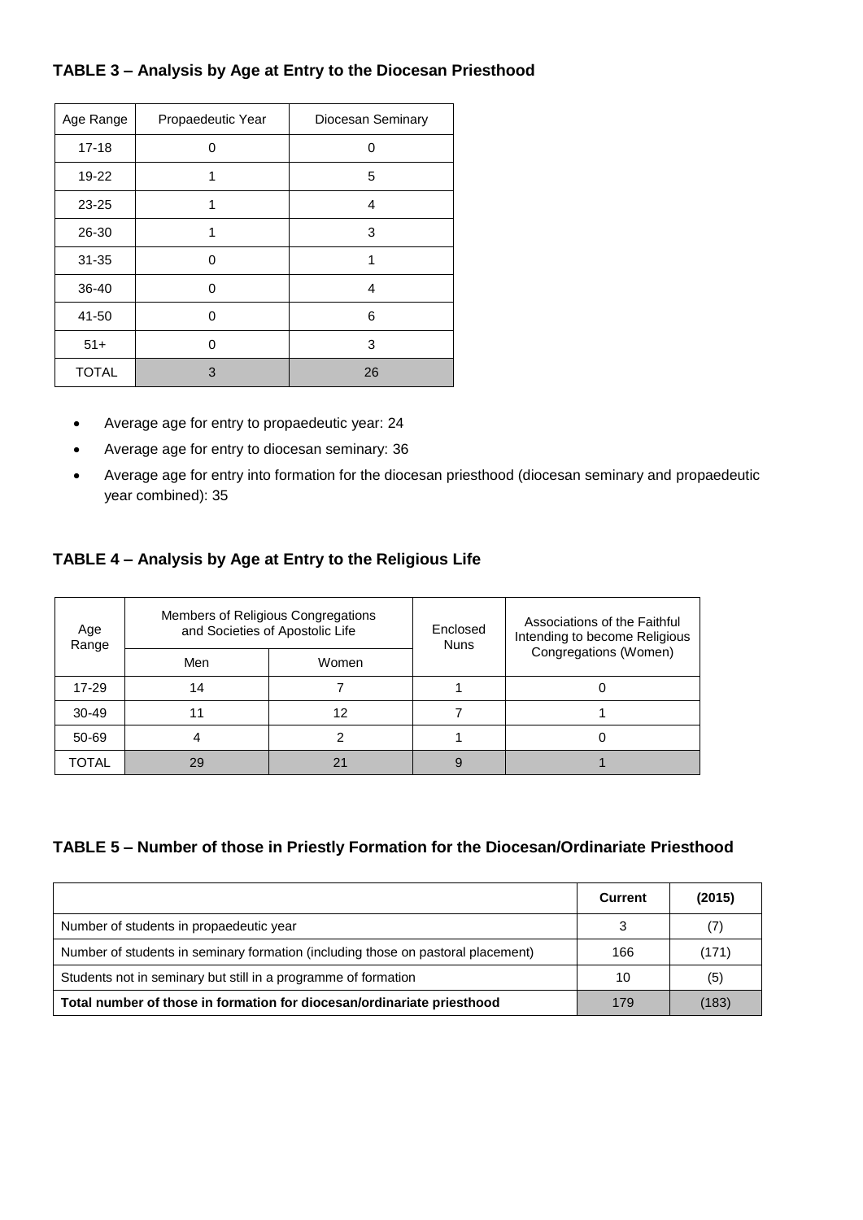### TABLE 3 – Analysis by Age at Entry to the Diocesan Priesthood

| Age Range | Propaedeutic Year | Diocesan Seminary |
|---|---|---|
| 17-18 | 0 | 0 |
| 19-22 | 1 | 5 |
| 23-25 | 1 | 4 |
| 26-30 | 1 | 3 |
| 31-35 | 0 | 1 |
| 36-40 | 0 | 4 |
| 41-50 | 0 | 6 |
| 51+ | 0 | 3 |
| TOTAL | 3 | 26 |

- Average age for entry to propaedeutic year: 24
- Average age for entry to diocesan seminary: 36
- Average age for entry into formation for the diocesan priesthood (diocesan seminary and propaedeutic year combined): 35

### TABLE 4 – Analysis by Age at Entry to the Religious Life

| Age Range | Members of Religious Congregations and Societies of Apostolic Life | | Enclosed Nuns | Associations of the Faithful Intending to become Religious Congregations (Women) |
|---|---|---|---|---|
| | Men | Women | | |
| 17-29 | 14 | 7 | 1 | 0 |
| 30-49 | 11 | 12 | 7 | 1 |
| 50-69 | 4 | 2 | 1 | 0 |
| TOTAL | 29 | 21 | 9 | 1 |

### TABLE 5 – Number of those in Priestly Formation for the Diocesan/Ordinariate Priesthood

| | Current | (2015) |
|---|---|---|
| Number of students in propaedeutic year | 3 | (7) |
| Number of students in seminary formation (including those on pastoral placement) | 166 | (171) |
| Students not in seminary but still in a programme of formation | 10 | (5) |
| **Total number of those in formation for diocesan/ordinariate priesthood** | 179 | (183) |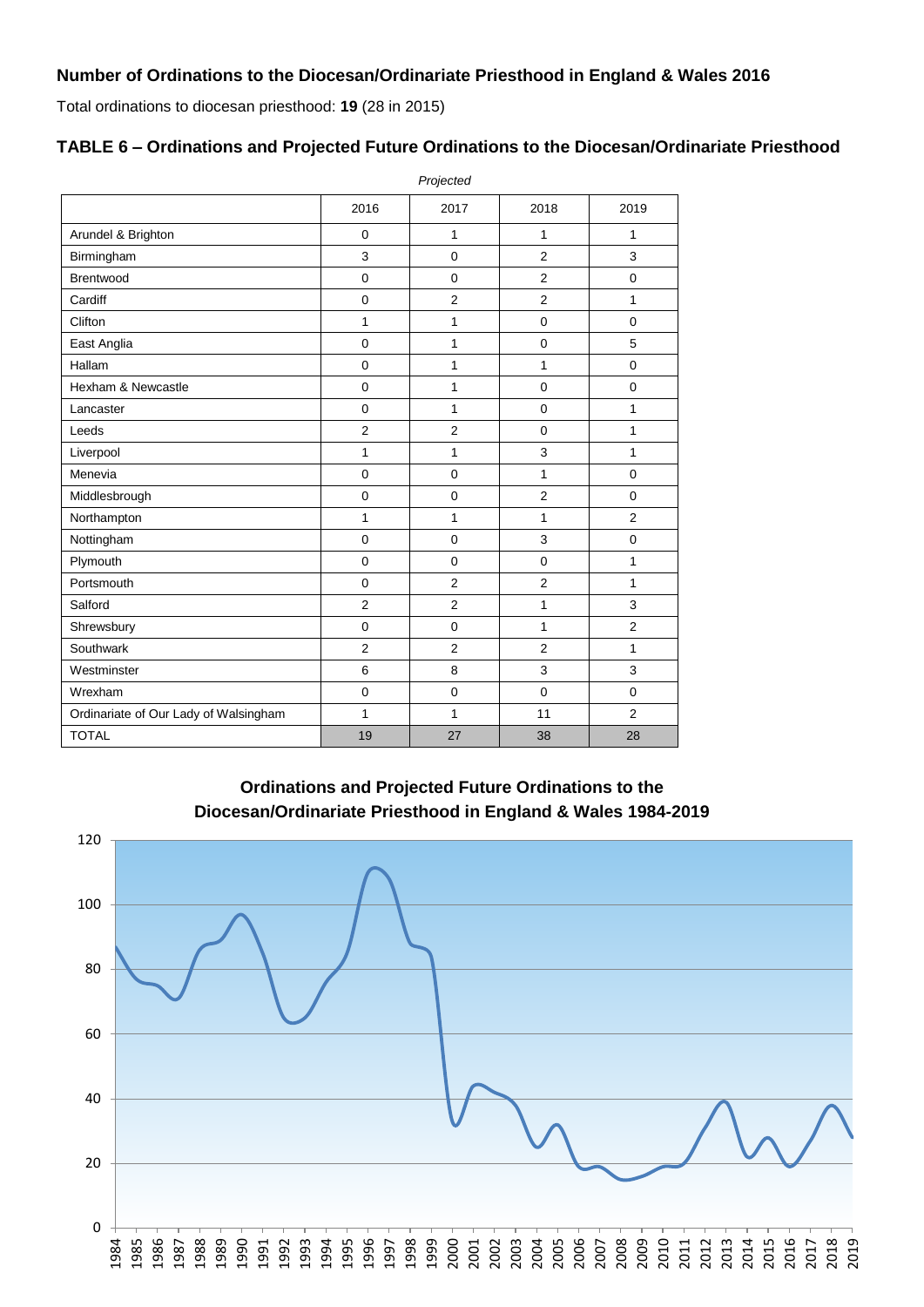## Number of Ordinations to the Diocesan/Ordinariate Priesthood in England & Wales 2016

Total ordinations to diocesan priesthood: **19** (28 in 2015)

### TABLE 6 – Ordinations and Projected Future Ordinations to the Diocesan/Ordinariate Priesthood

| | 2016 | *Projected* 2017 | 2018 | 2019 |
|---|---|---|---|---|
| Arundel & Brighton | 0 | 1 | 1 | 1 |
| Birmingham | 3 | 0 | 2 | 3 |
| Brentwood | 0 | 0 | 2 | 0 |
| Cardiff | 0 | 2 | 2 | 1 |
| Clifton | 1 | 1 | 0 | 0 |
| East Anglia | 0 | 1 | 0 | 5 |
| Hallam | 0 | 1 | 1 | 0 |
| Hexham & Newcastle | 0 | 1 | 0 | 0 |
| Lancaster | 0 | 1 | 0 | 1 |
| Leeds | 2 | 2 | 0 | 1 |
| Liverpool | 1 | 1 | 3 | 1 |
| Menevia | 0 | 0 | 1 | 0 |
| Middlesbrough | 0 | 0 | 2 | 0 |
| Northampton | 1 | 1 | 1 | 2 |
| Nottingham | 0 | 0 | 3 | 0 |
| Plymouth | 0 | 0 | 0 | 1 |
| Portsmouth | 0 | 2 | 2 | 1 |
| Salford | 2 | 2 | 1 | 3 |
| Shrewsbury | 0 | 0 | 1 | 2 |
| Southwark | 2 | 2 | 2 | 1 |
| Westminster | 6 | 8 | 3 | 3 |
| Wrexham | 0 | 0 | 0 | 0 |
| Ordinariate of Our Lady of Walsingham | 1 | 1 | 11 | 2 |
| TOTAL | 19 | 27 | 38 | 28 |

**Ordinations and Projected Future Ordinations to the Diocesan/Ordinariate Priesthood in England & Wales 1984-2019**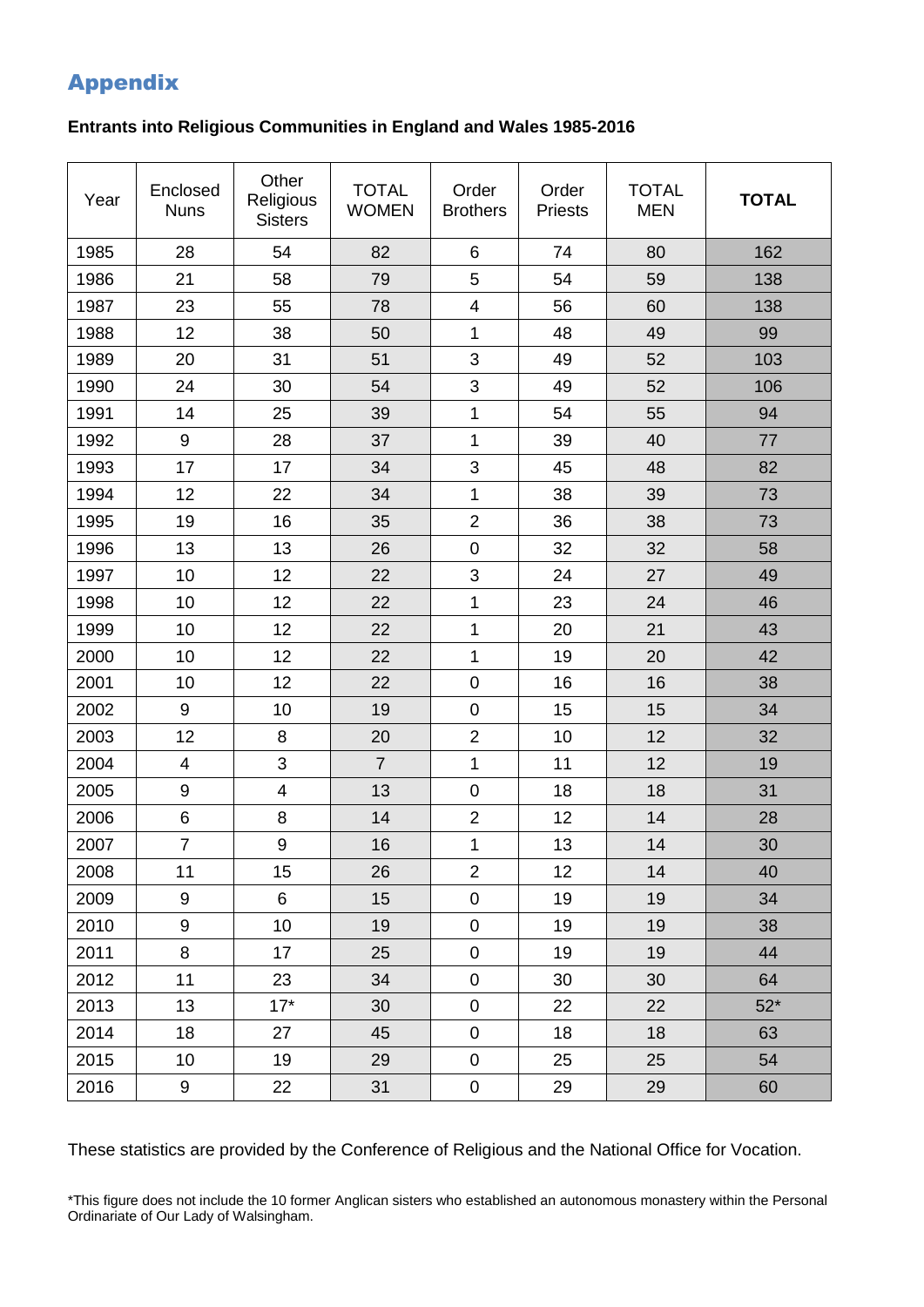# Appendix

**Entrants into Religious Communities in England and Wales 1985-2016**

| Year | Enclosed Nuns | Other Religious Sisters | TOTAL WOMEN | Order Brothers | Order Priests | TOTAL MEN | **TOTAL** |
|---|---|---|---|---|---|---|---|
| 1985 | 28 | 54 | 82 | 6 | 74 | 80 | 162 |
| 1986 | 21 | 58 | 79 | 5 | 54 | 59 | 138 |
| 1987 | 23 | 55 | 78 | 4 | 56 | 60 | 138 |
| 1988 | 12 | 38 | 50 | 1 | 48 | 49 | 99 |
| 1989 | 20 | 31 | 51 | 3 | 49 | 52 | 103 |
| 1990 | 24 | 30 | 54 | 3 | 49 | 52 | 106 |
| 1991 | 14 | 25 | 39 | 1 | 54 | 55 | 94 |
| 1992 | 9 | 28 | 37 | 1 | 39 | 40 | 77 |
| 1993 | 17 | 17 | 34 | 3 | 45 | 48 | 82 |
| 1994 | 12 | 22 | 34 | 1 | 38 | 39 | 73 |
| 1995 | 19 | 16 | 35 | 2 | 36 | 38 | 73 |
| 1996 | 13 | 13 | 26 | 0 | 32 | 32 | 58 |
| 1997 | 10 | 12 | 22 | 3 | 24 | 27 | 49 |
| 1998 | 10 | 12 | 22 | 1 | 23 | 24 | 46 |
| 1999 | 10 | 12 | 22 | 1 | 20 | 21 | 43 |
| 2000 | 10 | 12 | 22 | 1 | 19 | 20 | 42 |
| 2001 | 10 | 12 | 22 | 0 | 16 | 16 | 38 |
| 2002 | 9 | 10 | 19 | 0 | 15 | 15 | 34 |
| 2003 | 12 | 8 | 20 | 2 | 10 | 12 | 32 |
| 2004 | 4 | 3 | 7 | 1 | 11 | 12 | 19 |
| 2005 | 9 | 4 | 13 | 0 | 18 | 18 | 31 |
| 2006 | 6 | 8 | 14 | 2 | 12 | 14 | 28 |
| 2007 | 7 | 9 | 16 | 1 | 13 | 14 | 30 |
| 2008 | 11 | 15 | 26 | 2 | 12 | 14 | 40 |
| 2009 | 9 | 6 | 15 | 0 | 19 | 19 | 34 |
| 2010 | 9 | 10 | 19 | 0 | 19 | 19 | 38 |
| 2011 | 8 | 17 | 25 | 0 | 19 | 19 | 44 |
| 2012 | 11 | 23 | 34 | 0 | 30 | 30 | 64 |
| 2013 | 13 | 17* | 30 | 0 | 22 | 22 | 52* |
| 2014 | 18 | 27 | 45 | 0 | 18 | 18 | 63 |
| 2015 | 10 | 19 | 29 | 0 | 25 | 25 | 54 |
| 2016 | 9 | 22 | 31 | 0 | 29 | 29 | 60 |

These statistics are provided by the Conference of Religious and the National Office for Vocation.

*This figure does not include the 10 former Anglican sisters who established an autonomous monastery within the Personal Ordinariate of Our Lady of Walsingham.